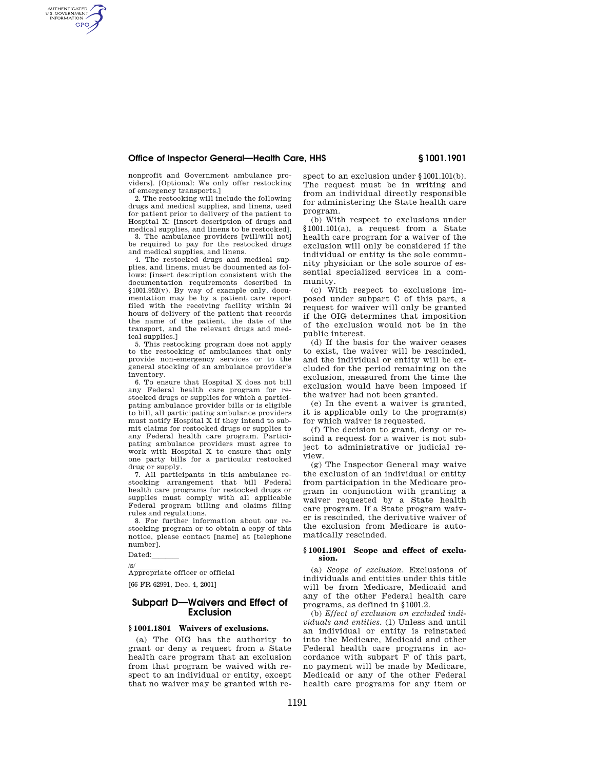nonprofit and Government ambulance providers]. [Optional: We only offer restocking of emergency transports.]

2. The restocking will include the following drugs and medical supplies, and linens, used for patient prior to delivery of the patient to Hospital X: [insert description of drugs and medical supplies, and linens to be restocked].

3. The ambulance providers [will/will not] be required to pay for the restocked drugs and medical supplies, and linens.

4. The restocked drugs and medical supplies, and linens, must be documented as follows: [insert description consistent with the documentation requirements described in §1001.952(v). By way of example only, documentation may be by a patient care report filed with the receiving facility within 24 hours of delivery of the patient that records the name of the patient, the date of the transport, and the relevant drugs and medical supplies.]

5. This restocking program does not apply to the restocking of ambulances that only provide non-emergency services or to the general stocking of an ambulance provider's inventory.

6. To ensure that Hospital X does not bill any Federal health care program for restocked drugs or supplies for which a participating ambulance provider bills or is eligible to bill, all participating ambulance providers must notify Hospital X if they intend to submit claims for restocked drugs or supplies to any Federal health care program. Participating ambulance providers must agree to work with Hospital X to ensure that only one party bills for a particular restocked drug or supply.

7. All participants in this ambulance restocking arrangement that bill Federal health care programs for restocked drugs or supplies must comply with all applicable Federal program billing and claims filing rules and regulations.

8. For further information about our restocking program or to obtain a copy of this notice, please contact [name] at [telephone number].

Dated:\_\_\_\_\_\_\_

/s/\_\_\_\_\_\_\_

Appropriate officer or official

[66 FR 62991, Dec. 4, 2001]

## Subpart D—Waivers and Effect of Exclusion

### § 1001.1801 Waivers of exclusions.

(a) The OIG has the authority to grant or deny a request from a State health care program that an exclusion from that program be waived with respect to an individual or entity, except that no waiver may be granted with respect to an exclusion under §1001.101(b). The request must be in writing and from an individual directly responsible for administering the State health care program.

(b) With respect to exclusions under §1001.101(a), a request from a State health care program for a waiver of the exclusion will only be considered if the individual or entity is the sole community physician or the sole source of essential specialized services in a community.

(c) With respect to exclusions imposed under subpart C of this part, a request for waiver will only be granted if the OIG determines that imposition of the exclusion would not be in the public interest.

(d) If the basis for the waiver ceases to exist, the waiver will be rescinded, and the individual or entity will be excluded for the period remaining on the exclusion, measured from the time the exclusion would have been imposed if the waiver had not been granted.

(e) In the event a waiver is granted, it is applicable only to the program(s) for which waiver is requested.

(f) The decision to grant, deny or rescind a request for a waiver is not subject to administrative or judicial review.

(g) The Inspector General may waive the exclusion of an individual or entity from participation in the Medicare program in conjunction with granting a waiver requested by a State health care program. If a State program waiver is rescinded, the derivative waiver of the exclusion from Medicare is automatically rescinded.

### § 1001.1901 Scope and effect of exclusion.

(a) *Scope of exclusion.* Exclusions of individuals and entities under this title will be from Medicare, Medicaid and any of the other Federal health care programs, as defined in §1001.2.

(b) *Effect of exclusion on excluded individuals and entities.* (1) Unless and until an individual or entity is reinstated into the Medicare, Medicaid and other Federal health care programs in accordance with subpart F of this part, no payment will be made by Medicare, Medicaid or any of the other Federal health care programs for any item or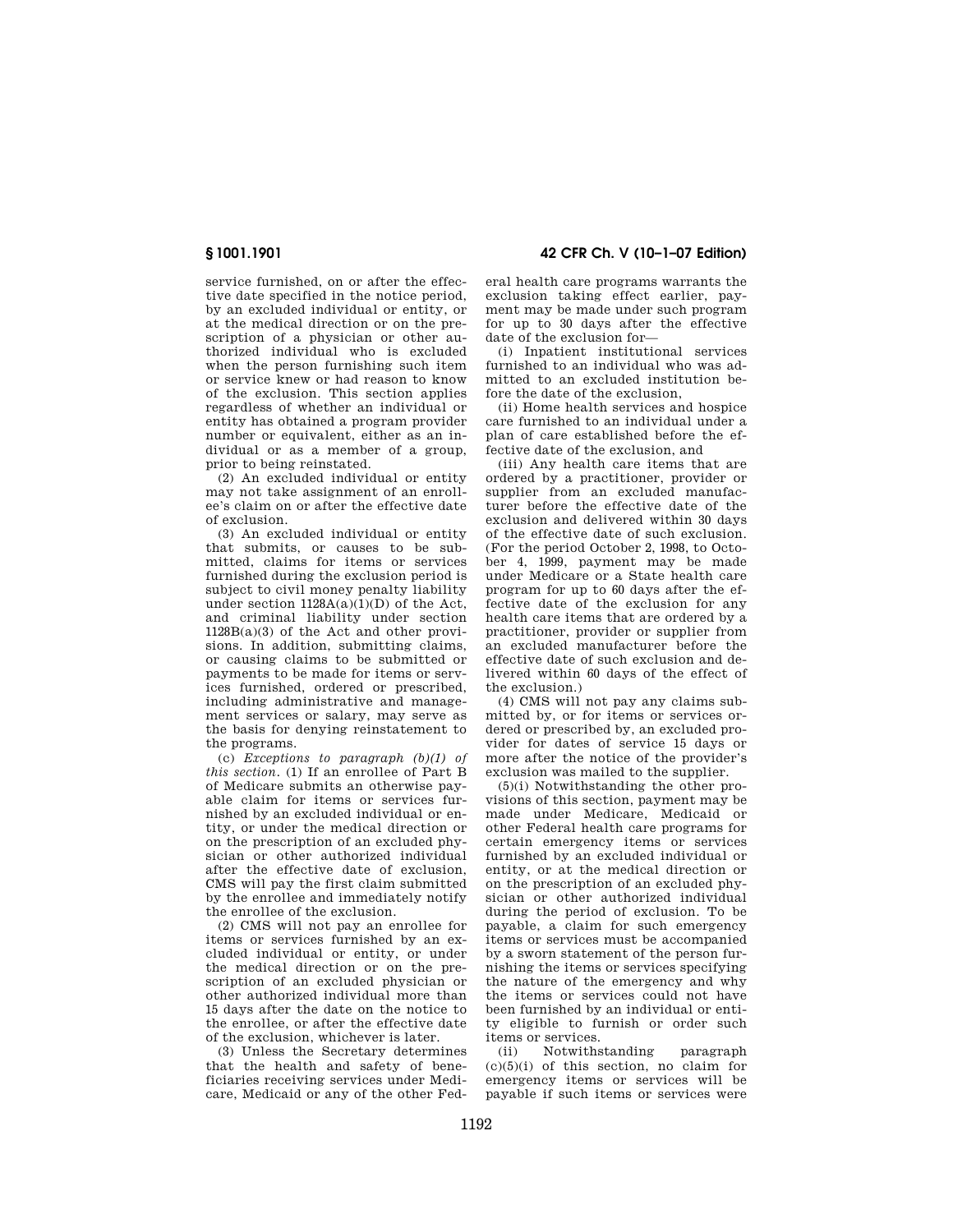service furnished, on or after the effective date specified in the notice period, by an excluded individual or entity, or at the medical direction or on the prescription of a physician or other authorized individual who is excluded when the person furnishing such item or service knew or had reason to know of the exclusion. This section applies regardless of whether an individual or entity has obtained a program provider number or equivalent, either as an individual or as a member of a group, prior to being reinstated.

(2) An excluded individual or entity may not take assignment of an enrollee's claim on or after the effective date of exclusion.

(3) An excluded individual or entity that submits, or causes to be submitted, claims for items or services furnished during the exclusion period is subject to civil money penalty liability under section 1128A(a)(1)(D) of the Act, and criminal liability under section 1128B(a)(3) of the Act and other provisions. In addition, submitting claims, or causing claims to be submitted or payments to be made for items or services furnished, ordered or prescribed, including administrative and management services or salary, may serve as the basis for denying reinstatement to the programs.

(c) *Exceptions to paragraph (b)(1) of this section.* (1) If an enrollee of Part B of Medicare submits an otherwise payable claim for items or services furnished by an excluded individual or entity, or under the medical direction or on the prescription of an excluded physician or other authorized individual after the effective date of exclusion, CMS will pay the first claim submitted by the enrollee and immediately notify the enrollee of the exclusion.

(2) CMS will not pay an enrollee for items or services furnished by an excluded individual or entity, or under the medical direction or on the prescription of an excluded physician or other authorized individual more than 15 days after the date on the notice to the enrollee, or after the effective date of the exclusion, whichever is later.

(3) Unless the Secretary determines that the health and safety of beneficiaries receiving services under Medicare, Medicaid or any of the other Federal health care programs warrants the exclusion taking effect earlier, payment may be made under such program for up to 30 days after the effective date of the exclusion for—

(i) Inpatient institutional services furnished to an individual who was admitted to an excluded institution before the date of the exclusion,

(ii) Home health services and hospice care furnished to an individual under a plan of care established before the effective date of the exclusion, and

(iii) Any health care items that are ordered by a practitioner, provider or supplier from an excluded manufacturer before the effective date of the exclusion and delivered within 30 days of the effective date of such exclusion. (For the period October 2, 1998, to October 4, 1999, payment may be made under Medicare or a State health care program for up to 60 days after the effective date of the exclusion for any health care items that are ordered by a practitioner, provider or supplier from an excluded manufacturer before the effective date of such exclusion and delivered within 60 days of the effect of the exclusion.)

(4) CMS will not pay any claims submitted by, or for items or services ordered or prescribed by, an excluded provider for dates of service 15 days or more after the notice of the provider's exclusion was mailed to the supplier.

(5)(i) Notwithstanding the other provisions of this section, payment may be made under Medicare, Medicaid or other Federal health care programs for certain emergency items or services furnished by an excluded individual or entity, or at the medical direction or on the prescription of an excluded physician or other authorized individual during the period of exclusion. To be payable, a claim for such emergency items or services must be accompanied by a sworn statement of the person furnishing the items or services specifying the nature of the emergency and why the items or services could not have been furnished by an individual or entity eligible to furnish or order such items or services.

(ii) Notwithstanding paragraph (c)(5)(i) of this section, no claim for emergency items or services will be payable if such items or services were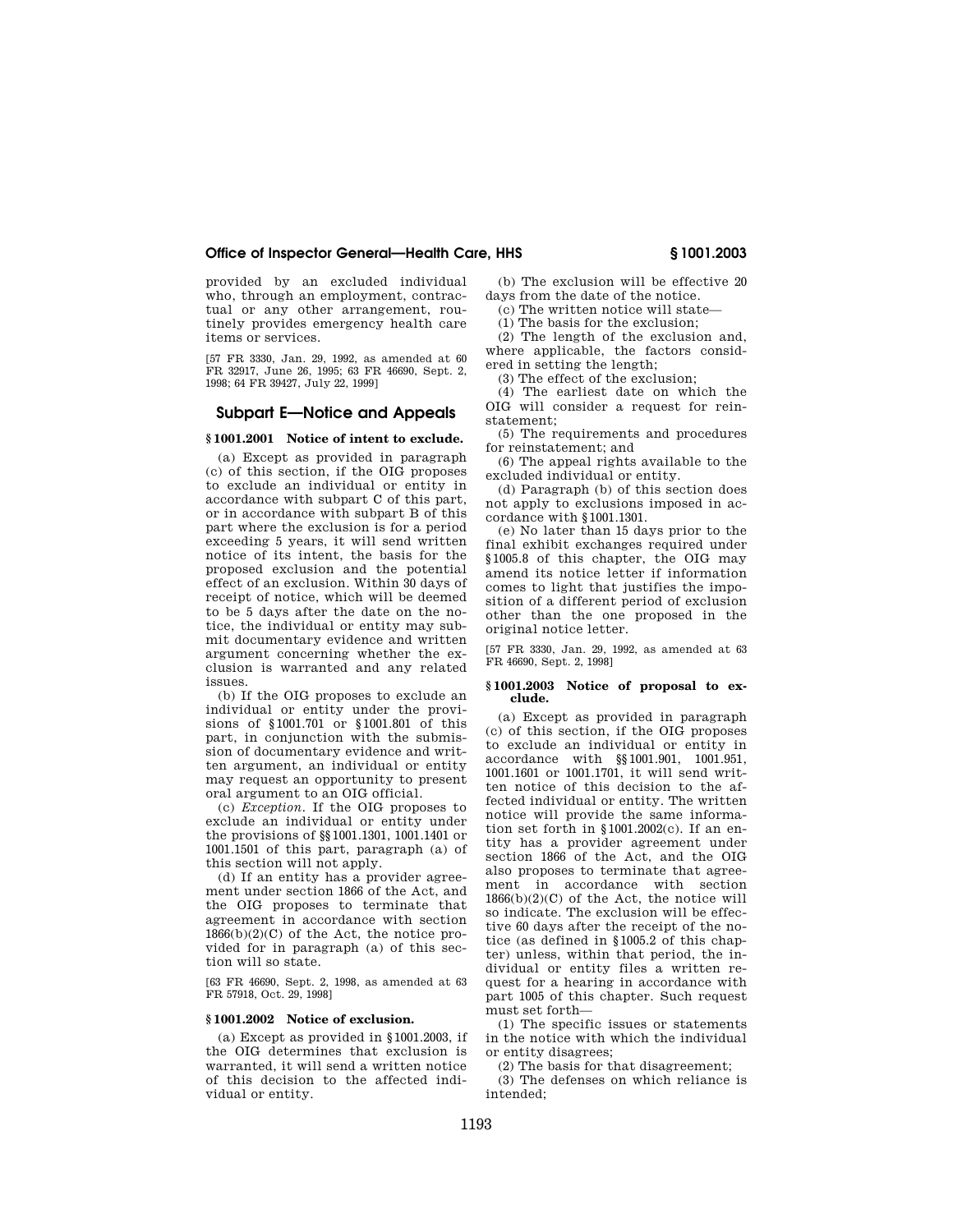provided by an excluded individual who, through an employment, contractual or any other arrangement, routinely provides emergency health care items or services.

[57 FR 3330, Jan. 29, 1992, as amended at 60 FR 32917, June 26, 1995; 63 FR 46690, Sept. 2, 1998; 64 FR 39427, July 22, 1999]

## Subpart E—Notice and Appeals

### § 1001.2001 Notice of intent to exclude.

(a) Except as provided in paragraph (c) of this section, if the OIG proposes to exclude an individual or entity in accordance with subpart C of this part, or in accordance with subpart B of this part where the exclusion is for a period exceeding 5 years, it will send written notice of its intent, the basis for the proposed exclusion and the potential effect of an exclusion. Within 30 days of receipt of notice, which will be deemed to be 5 days after the date on the notice, the individual or entity may submit documentary evidence and written argument concerning whether the exclusion is warranted and any related issues.

(b) If the OIG proposes to exclude an individual or entity under the provisions of § 1001.701 or § 1001.801 of this part, in conjunction with the submission of documentary evidence and written argument, an individual or entity may request an opportunity to present oral argument to an OIG official.

(c) *Exception.* If the OIG proposes to exclude an individual or entity under the provisions of §§ 1001.1301, 1001.1401 or 1001.1501 of this part, paragraph (a) of this section will not apply.

(d) If an entity has a provider agreement under section 1866 of the Act, and the OIG proposes to terminate that agreement in accordance with section 1866(b)(2)(C) of the Act, the notice provided for in paragraph (a) of this section will so state.

[63 FR 46690, Sept. 2, 1998, as amended at 63 FR 57918, Oct. 29, 1998]

### § 1001.2002 Notice of exclusion.

(a) Except as provided in § 1001.2003, if the OIG determines that exclusion is warranted, it will send a written notice of this decision to the affected individual or entity.

(b) The exclusion will be effective 20 days from the date of the notice.

(c) The written notice will state—

(1) The basis for the exclusion;

(2) The length of the exclusion and, where applicable, the factors considered in setting the length;

(3) The effect of the exclusion;

(4) The earliest date on which the OIG will consider a request for reinstatement;

(5) The requirements and procedures for reinstatement; and

(6) The appeal rights available to the excluded individual or entity.

(d) Paragraph (b) of this section does not apply to exclusions imposed in accordance with § 1001.1301.

(e) No later than 15 days prior to the final exhibit exchanges required under § 1005.8 of this chapter, the OIG may amend its notice letter if information comes to light that justifies the imposition of a different period of exclusion other than the one proposed in the original notice letter.

[57 FR 3330, Jan. 29, 1992, as amended at 63 FR 46690, Sept. 2, 1998]

### § 1001.2003 Notice of proposal to exclude.

(a) Except as provided in paragraph (c) of this section, if the OIG proposes to exclude an individual or entity in accordance with §§ 1001.901, 1001.951, 1001.1601 or 1001.1701, it will send written notice of this decision to the affected individual or entity. The written notice will provide the same information set forth in § 1001.2002(c). If an entity has a provider agreement under section 1866 of the Act, and the OIG also proposes to terminate that agreement in accordance with section 1866(b)(2)(C) of the Act, the notice will so indicate. The exclusion will be effective 60 days after the receipt of the notice (as defined in § 1005.2 of this chapter) unless, within that period, the individual or entity files a written request for a hearing in accordance with part 1005 of this chapter. Such request must set forth—

(1) The specific issues or statements in the notice with which the individual or entity disagrees;

(2) The basis for that disagreement;

(3) The defenses on which reliance is intended;